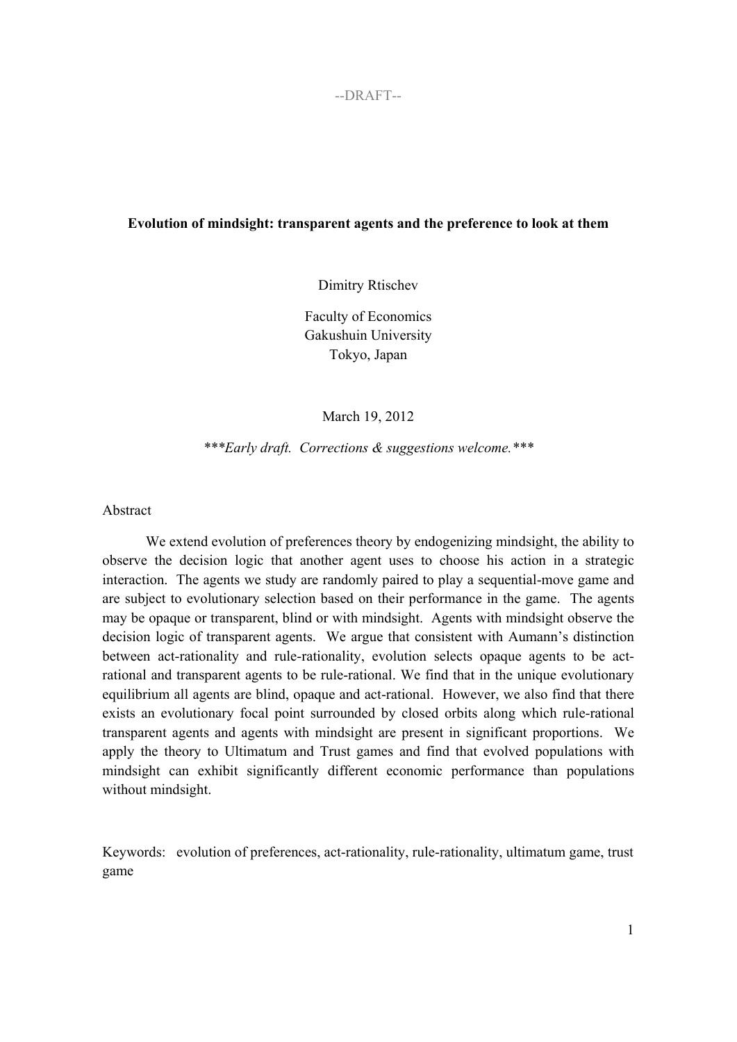--DRAFT--

# Evolution of mindsight: transparent agents and the preference to look at them

Dimitry Rtischev

Faculty of Economics
Gakushuin University
Tokyo, Japan

March 19, 2012

****Early draft. Corrections & suggestions welcome.****

## Abstract

We extend evolution of preferences theory by endogenizing mindsight, the ability to observe the decision logic that another agent uses to choose his action in a strategic interaction. The agents we study are randomly paired to play a sequential-move game and are subject to evolutionary selection based on their performance in the game. The agents may be opaque or transparent, blind or with mindsight. Agents with mindsight observe the decision logic of transparent agents. We argue that consistent with Aumann's distinction between act-rationality and rule-rationality, evolution selects opaque agents to be act-rational and transparent agents to be rule-rational. We find that in the unique evolutionary equilibrium all agents are blind, opaque and act-rational. However, we also find that there exists an evolutionary focal point surrounded by closed orbits along which rule-rational transparent agents and agents with mindsight are present in significant proportions. We apply the theory to Ultimatum and Trust games and find that evolved populations with mindsight can exhibit significantly different economic performance than populations without mindsight.

Keywords: evolution of preferences, act-rationality, rule-rationality, ultimatum game, trust game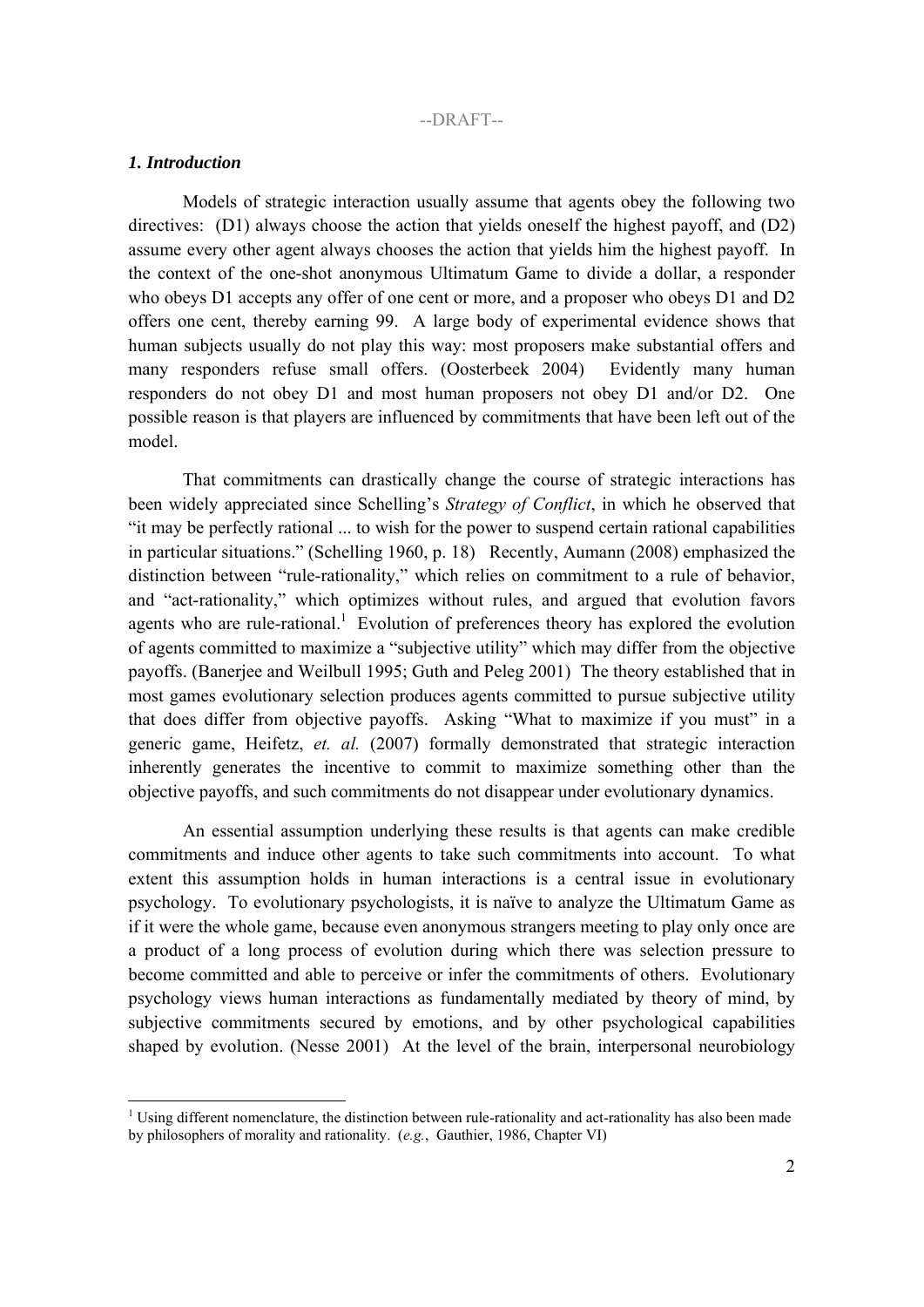--DRAFT--

### *1. Introduction*

Models of strategic interaction usually assume that agents obey the following two directives: (D1) always choose the action that yields oneself the highest payoff, and (D2) assume every other agent always chooses the action that yields him the highest payoff. In the context of the one-shot anonymous Ultimatum Game to divide a dollar, a responder who obeys D1 accepts any offer of one cent or more, and a proposer who obeys D1 and D2 offers one cent, thereby earning 99. A large body of experimental evidence shows that human subjects usually do not play this way: most proposers make substantial offers and many responders refuse small offers. (Oosterbeek 2004) Evidently many human responders do not obey D1 and most human proposers not obey D1 and/or D2. One possible reason is that players are influenced by commitments that have been left out of the model.

That commitments can drastically change the course of strategic interactions has been widely appreciated since Schelling's *Strategy of Conflict*, in which he observed that "it may be perfectly rational ... to wish for the power to suspend certain rational capabilities in particular situations." (Schelling 1960, p. 18) Recently, Aumann (2008) emphasized the distinction between "rule-rationality," which relies on commitment to a rule of behavior, and "act-rationality," which optimizes without rules, and argued that evolution favors agents who are rule-rational.[1] Evolution of preferences theory has explored the evolution of agents committed to maximize a "subjective utility" which may differ from the objective payoffs. (Banerjee and Weilbull 1995; Guth and Peleg 2001) The theory established that in most games evolutionary selection produces agents committed to pursue subjective utility that does differ from objective payoffs. Asking "What to maximize if you must" in a generic game, Heifetz, *et. al.* (2007) formally demonstrated that strategic interaction inherently generates the incentive to commit to maximize something other than the objective payoffs, and such commitments do not disappear under evolutionary dynamics.

An essential assumption underlying these results is that agents can make credible commitments and induce other agents to take such commitments into account. To what extent this assumption holds in human interactions is a central issue in evolutionary psychology. To evolutionary psychologists, it is naïve to analyze the Ultimatum Game as if it were the whole game, because even anonymous strangers meeting to play only once are a product of a long process of evolution during which there was selection pressure to become committed and able to perceive or infer the commitments of others. Evolutionary psychology views human interactions as fundamentally mediated by theory of mind, by subjective commitments secured by emotions, and by other psychological capabilities shaped by evolution. (Nesse 2001) At the level of the brain, interpersonal neurobiology

[1] Using different nomenclature, the distinction between rule-rationality and act-rationality has also been made by philosophers of morality and rationality. (*e.g.*, Gauthier, 1986, Chapter VI)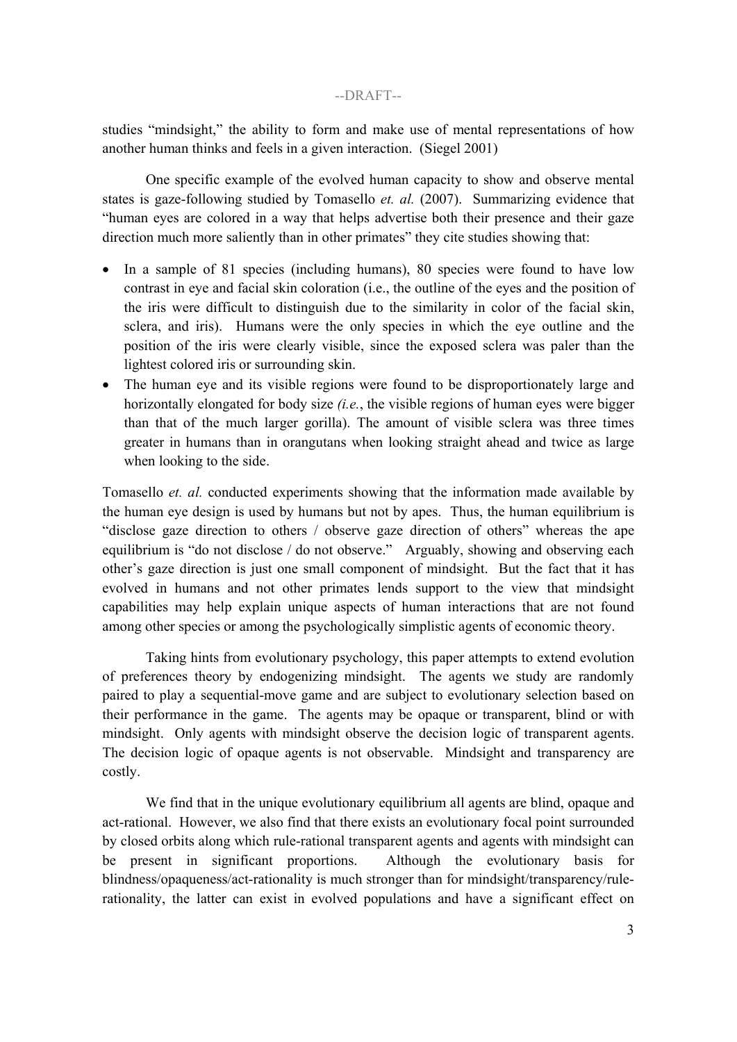studies "mindsight," the ability to form and make use of mental representations of how another human thinks and feels in a given interaction. (Siegel 2001)

One specific example of the evolved human capacity to show and observe mental states is gaze-following studied by Tomasello *et. al.* (2007). Summarizing evidence that "human eyes are colored in a way that helps advertise both their presence and their gaze direction much more saliently than in other primates" they cite studies showing that:

- In a sample of 81 species (including humans), 80 species were found to have low contrast in eye and facial skin coloration (i.e., the outline of the eyes and the position of the iris were difficult to distinguish due to the similarity in color of the facial skin, sclera, and iris). Humans were the only species in which the eye outline and the position of the iris were clearly visible, since the exposed sclera was paler than the lightest colored iris or surrounding skin.
- The human eye and its visible regions were found to be disproportionately large and horizontally elongated for body size *(i.e.*, the visible regions of human eyes were bigger than that of the much larger gorilla). The amount of visible sclera was three times greater in humans than in orangutans when looking straight ahead and twice as large when looking to the side.

Tomasello *et. al.* conducted experiments showing that the information made available by the human eye design is used by humans but not by apes. Thus, the human equilibrium is "disclose gaze direction to others / observe gaze direction of others" whereas the ape equilibrium is "do not disclose / do not observe." Arguably, showing and observing each other's gaze direction is just one small component of mindsight. But the fact that it has evolved in humans and not other primates lends support to the view that mindsight capabilities may help explain unique aspects of human interactions that are not found among other species or among the psychologically simplistic agents of economic theory.

Taking hints from evolutionary psychology, this paper attempts to extend evolution of preferences theory by endogenizing mindsight. The agents we study are randomly paired to play a sequential-move game and are subject to evolutionary selection based on their performance in the game. The agents may be opaque or transparent, blind or with mindsight. Only agents with mindsight observe the decision logic of transparent agents. The decision logic of opaque agents is not observable. Mindsight and transparency are costly.

We find that in the unique evolutionary equilibrium all agents are blind, opaque and act-rational. However, we also find that there exists an evolutionary focal point surrounded by closed orbits along which rule-rational transparent agents and agents with mindsight can be present in significant proportions. Although the evolutionary basis for blindness/opaqueness/act-rationality is much stronger than for mindsight/transparency/rule-rationality, the latter can exist in evolved populations and have a significant effect on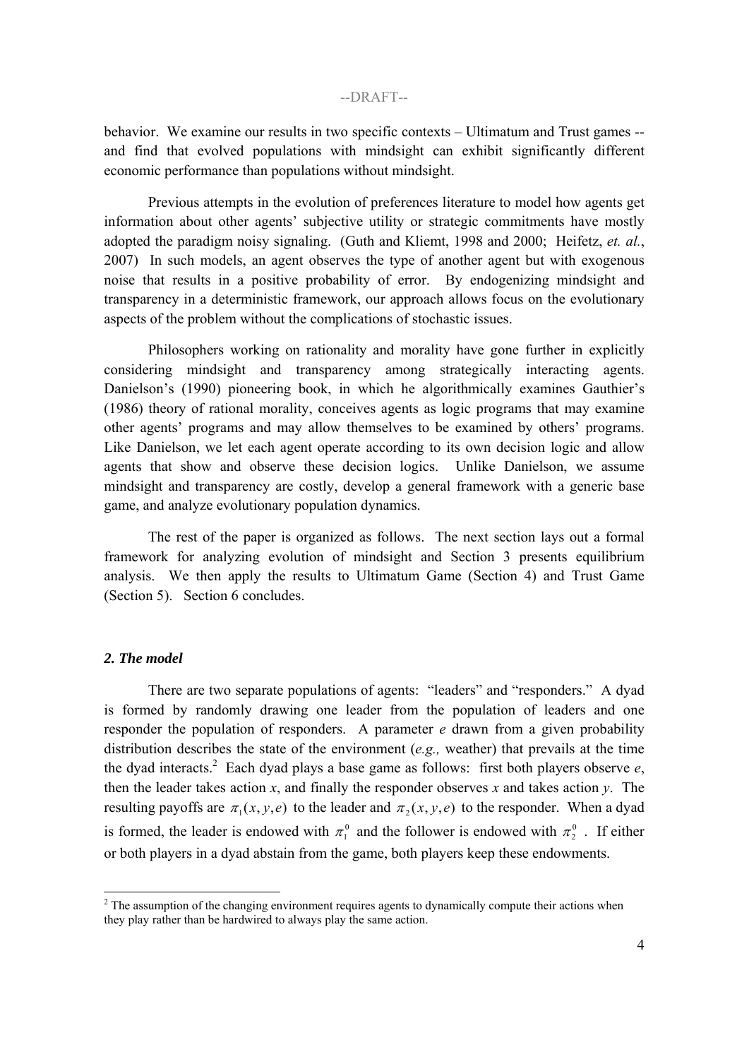behavior. We examine our results in two specific contexts – Ultimatum and Trust games -- and find that evolved populations with mindsight can exhibit significantly different economic performance than populations without mindsight.

Previous attempts in the evolution of preferences literature to model how agents get information about other agents' subjective utility or strategic commitments have mostly adopted the paradigm noisy signaling. (Guth and Kliemt, 1998 and 2000; Heifetz, *et. al.*, 2007) In such models, an agent observes the type of another agent but with exogenous noise that results in a positive probability of error. By endogenizing mindsight and transparency in a deterministic framework, our approach allows focus on the evolutionary aspects of the problem without the complications of stochastic issues.

Philosophers working on rationality and morality have gone further in explicitly considering mindsight and transparency among strategically interacting agents. Danielson's (1990) pioneering book, in which he algorithmically examines Gauthier's (1986) theory of rational morality, conceives agents as logic programs that may examine other agents' programs and may allow themselves to be examined by others' programs. Like Danielson, we let each agent operate according to its own decision logic and allow agents that show and observe these decision logics. Unlike Danielson, we assume mindsight and transparency are costly, develop a general framework with a generic base game, and analyze evolutionary population dynamics.

The rest of the paper is organized as follows. The next section lays out a formal framework for analyzing evolution of mindsight and Section 3 presents equilibrium analysis. We then apply the results to Ultimatum Game (Section 4) and Trust Game (Section 5). Section 6 concludes.

## *2. The model*

There are two separate populations of agents: "leaders" and "responders." A dyad is formed by randomly drawing one leader from the population of leaders and one responder the population of responders. A parameter $e$ drawn from a given probability distribution describes the state of the environment (*e.g.,* weather) that prevails at the time the dyad interacts.[2] Each dyad plays a base game as follows: first both players observe $e$, then the leader takes action $x$, and finally the responder observes $x$ and takes action $y$. The resulting payoffs are $\pi_1(x, y, e)$ to the leader and $\pi_2(x, y, e)$ to the responder. When a dyad is formed, the leader is endowed with $\pi_1^0$ and the follower is endowed with $\pi_2^0$. If either or both players in a dyad abstain from the game, both players keep these endowments.

---

[2] The assumption of the changing environment requires agents to dynamically compute their actions when they play rather than be hardwired to always play the same action.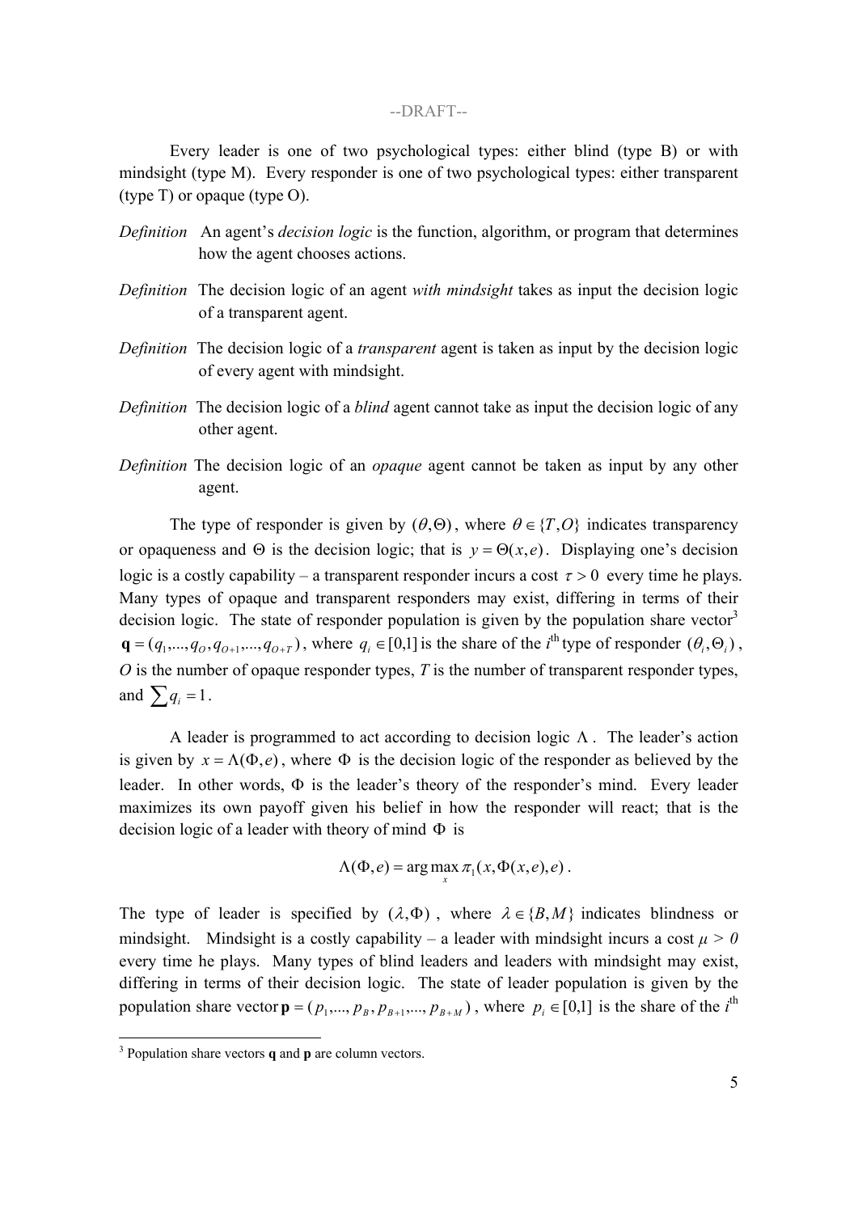Every leader is one of two psychological types: either blind (type B) or with mindsight (type M). Every responder is one of two psychological types: either transparent (type T) or opaque (type O).

*Definition* An agent's *decision logic* is the function, algorithm, or program that determines how the agent chooses actions.

*Definition* The decision logic of an agent *with mindsight* takes as input the decision logic of a transparent agent.

*Definition* The decision logic of a *transparent* agent is taken as input by the decision logic of every agent with mindsight.

*Definition* The decision logic of a *blind* agent cannot take as input the decision logic of any other agent.

*Definition* The decision logic of an *opaque* agent cannot be taken as input by any other agent.

The type of responder is given by $(\theta, \Theta)$, where $\theta \in \{T, O\}$ indicates transparency or opaqueness and $\Theta$ is the decision logic; that is $y = \Theta(x, e)$. Displaying one's decision logic is a costly capability – a transparent responder incurs a cost $\tau > 0$ every time he plays. Many types of opaque and transparent responders may exist, differing in terms of their decision logic. The state of responder population is given by the population share vector[3] $\mathbf{q} = (q_1, ..., q_O, q_{O+1}, ..., q_{O+T})$, where $q_i \in [0,1]$ is the share of the $i^{\text{th}}$ type of responder $(\theta_i, \Theta_i)$, $O$ is the number of opaque responder types, $T$ is the number of transparent responder types, and $\sum q_i = 1$.

A leader is programmed to act according to decision logic $\Lambda$. The leader's action is given by $x = \Lambda(\Phi, e)$, where $\Phi$ is the decision logic of the responder as believed by the leader. In other words, $\Phi$ is the leader's theory of the responder's mind. Every leader maximizes its own payoff given his belief in how the responder will react; that is the decision logic of a leader with theory of mind $\Phi$ is

$$\Lambda(\Phi, e) = \arg\max_x \pi_1(x, \Phi(x, e), e) .$$

The type of leader is specified by $(\lambda, \Phi)$, where $\lambda \in \{B, M\}$ indicates blindness or mindsight. Mindsight is a costly capability – a leader with mindsight incurs a cost $\mu > 0$ every time he plays. Many types of blind leaders and leaders with mindsight may exist, differing in terms of their decision logic. The state of leader population is given by the population share vector $\mathbf{p} = (p_1, ..., p_B, p_{B+1}, ..., p_{B+M})$, where $p_i \in [0,1]$ is the share of the $i^{\text{th}}$

[3] Population share vectors **q** and **p** are column vectors.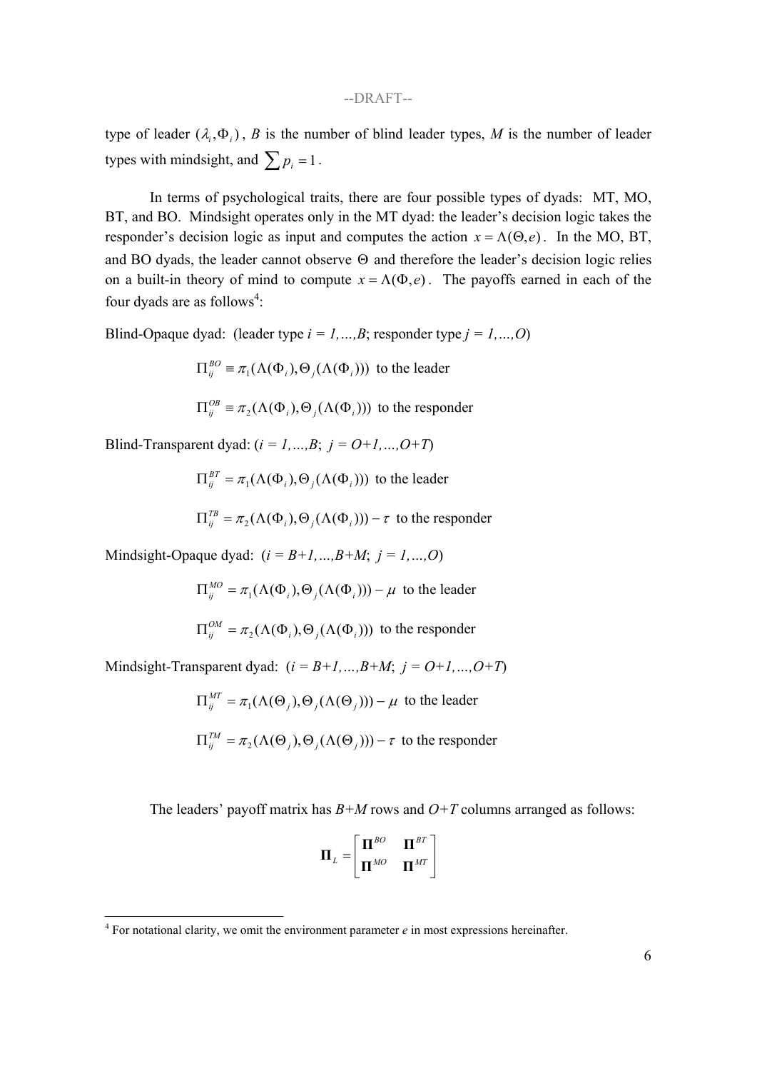type of leader $(\lambda_i, \Phi_i)$, $B$ is the number of blind leader types, $M$ is the number of leader types with mindsight, and $\sum p_i = 1$.

In terms of psychological traits, there are four possible types of dyads: MT, MO, BT, and BO. Mindsight operates only in the MT dyad: the leader's decision logic takes the responder's decision logic as input and computes the action $x = \Lambda(\Theta, e)$. In the MO, BT, and BO dyads, the leader cannot observe $\Theta$ and therefore the leader's decision logic relies on a built-in theory of mind to compute $x = \Lambda(\Phi, e)$. The payoffs earned in each of the four dyads are as follows[4]:

Blind-Opaque dyad: (leader type *i = 1,…,B*; responder type *j = 1,…,O*)

$$\Pi_{ij}^{BO} \equiv \pi_1(\Lambda(\Phi_i), \Theta_j(\Lambda(\Phi_i))) \text{ to the leader}$$

$$\Pi_{ij}^{OB} \equiv \pi_2(\Lambda(\Phi_i), \Theta_j(\Lambda(\Phi_i))) \text{ to the responder}$$

Blind-Transparent dyad: (*i = 1,…,B*; *j = O+1,…,O+T*)

$$\Pi_{ij}^{BT} = \pi_1(\Lambda(\Phi_i), \Theta_j(\Lambda(\Phi_i))) \text{ to the leader}$$

$$\Pi_{ij}^{TB} = \pi_2(\Lambda(\Phi_i), \Theta_j(\Lambda(\Phi_i))) - \tau \text{ to the responder}$$

Mindsight-Opaque dyad: (*i = B+1,…,B+M*; *j = 1,…,O*)

$$\Pi_{ij}^{MO} = \pi_1(\Lambda(\Phi_i), \Theta_j(\Lambda(\Phi_i))) - \mu \text{ to the leader}$$

$$\Pi_{ij}^{OM} = \pi_2(\Lambda(\Phi_i), \Theta_j(\Lambda(\Phi_i))) \text{ to the responder}$$

Mindsight-Transparent dyad: (*i = B+1,…,B+M*; *j = O+1,…,O+T*)

$$\Pi_{ij}^{MT} = \pi_1(\Lambda(\Theta_j), \Theta_j(\Lambda(\Theta_j))) - \mu \text{ to the leader}$$

$$\Pi_{ij}^{TM} = \pi_2(\Lambda(\Theta_j), \Theta_j(\Lambda(\Theta_j))) - \tau \text{ to the responder}$$

The leaders' payoff matrix has *B+M* rows and *O+T* columns arranged as follows:

$$\mathbf{\Pi}_L = \begin{bmatrix} \mathbf{\Pi}^{BO} & \mathbf{\Pi}^{BT} \\ \mathbf{\Pi}^{MO} & \mathbf{\Pi}^{MT} \end{bmatrix}$$

---

[4] For notational clarity, we omit the environment parameter *e* in most expressions hereinafter.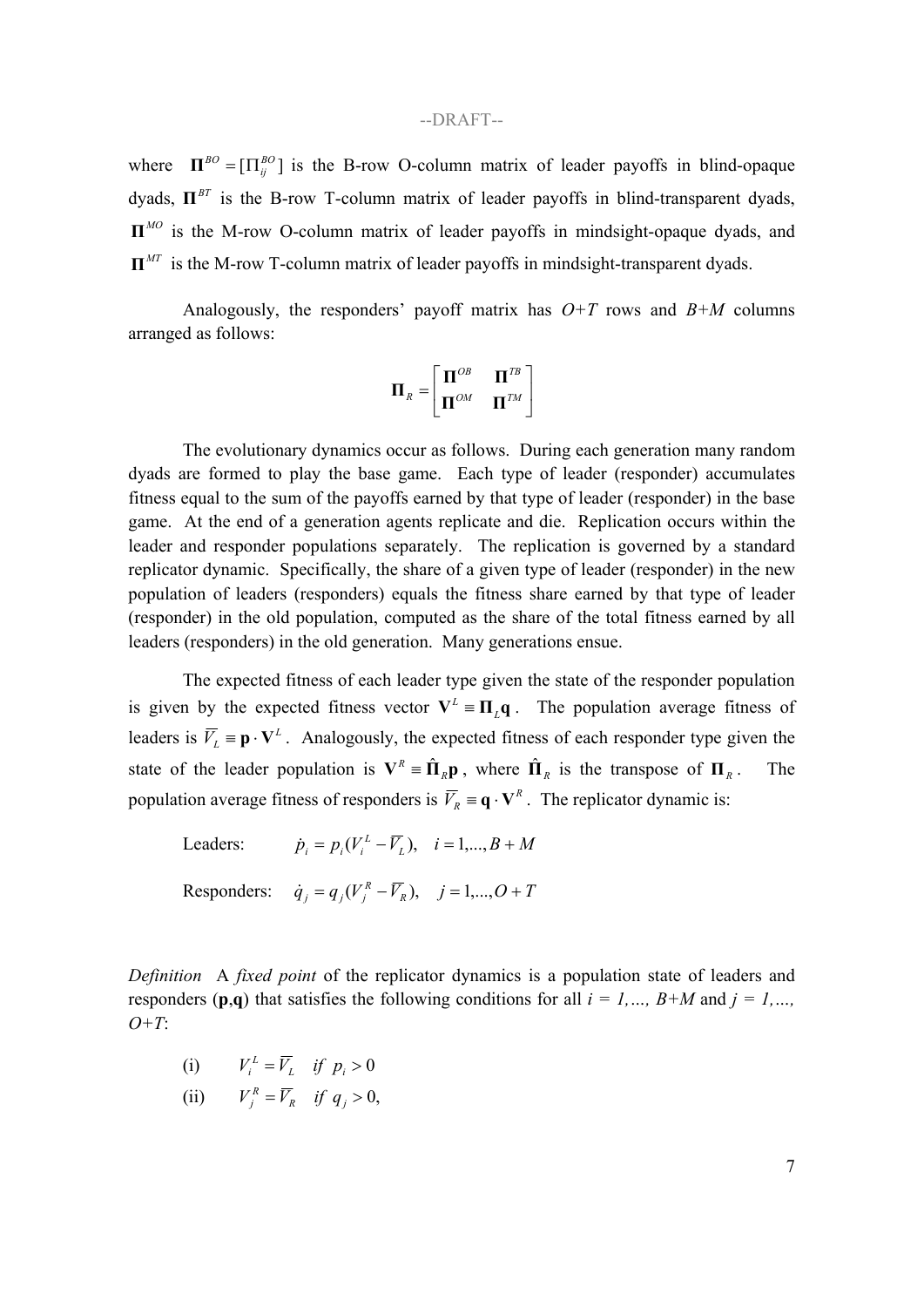where $\mathbf{\Pi}^{BO} = [\Pi_{ij}^{BO}]$ is the B-row O-column matrix of leader payoffs in blind-opaque dyads, $\mathbf{\Pi}^{BT}$ is the B-row T-column matrix of leader payoffs in blind-transparent dyads, $\mathbf{\Pi}^{MO}$ is the M-row O-column matrix of leader payoffs in mindsight-opaque dyads, and $\mathbf{\Pi}^{MT}$ is the M-row T-column matrix of leader payoffs in mindsight-transparent dyads.

Analogously, the responders' payoff matrix has *O+T* rows and *B+M* columns arranged as follows:

$$\mathbf{\Pi}_R = \begin{bmatrix} \mathbf{\Pi}^{OB} & \mathbf{\Pi}^{TB} \\ \mathbf{\Pi}^{OM} & \mathbf{\Pi}^{TM} \end{bmatrix}$$

The evolutionary dynamics occur as follows. During each generation many random dyads are formed to play the base game. Each type of leader (responder) accumulates fitness equal to the sum of the payoffs earned by that type of leader (responder) in the base game. At the end of a generation agents replicate and die. Replication occurs within the leader and responder populations separately. The replication is governed by a standard replicator dynamic. Specifically, the share of a given type of leader (responder) in the new population of leaders (responders) equals the fitness share earned by that type of leader (responder) in the old population, computed as the share of the total fitness earned by all leaders (responders) in the old generation. Many generations ensue.

The expected fitness of each leader type given the state of the responder population is given by the expected fitness vector $\mathbf{V}^L \equiv \mathbf{\Pi}_L \mathbf{q}$. The population average fitness of leaders is $\overline{V}_L \equiv \mathbf{p} \cdot \mathbf{V}^L$. Analogously, the expected fitness of each responder type given the state of the leader population is $\mathbf{V}^R \equiv \hat{\mathbf{\Pi}}_R \mathbf{p}$, where $\hat{\mathbf{\Pi}}_R$ is the transpose of $\mathbf{\Pi}_R$. The population average fitness of responders is $\overline{V}_R \equiv \mathbf{q} \cdot \mathbf{V}^R$. The replicator dynamic is:

Leaders: $\quad \dot{p}_i = p_i(V_i^L - \overline{V}_L), \quad i = 1,\ldots,B+M$

Responders: $\quad \dot{q}_j = q_j(V_j^R - \overline{V}_R), \quad j = 1,\ldots,O+T$

*Definition* A *fixed point* of the replicator dynamics is a population state of leaders and responders (**p**,**q**) that satisfies the following conditions for all *i = 1,…, B+M* and *j = 1,…, O+T*:

(i) $\quad V_i^L = \overline{V}_L \quad if \ p_i > 0$

(ii) $\quad V_j^R = \overline{V}_R \quad if \ q_j > 0,$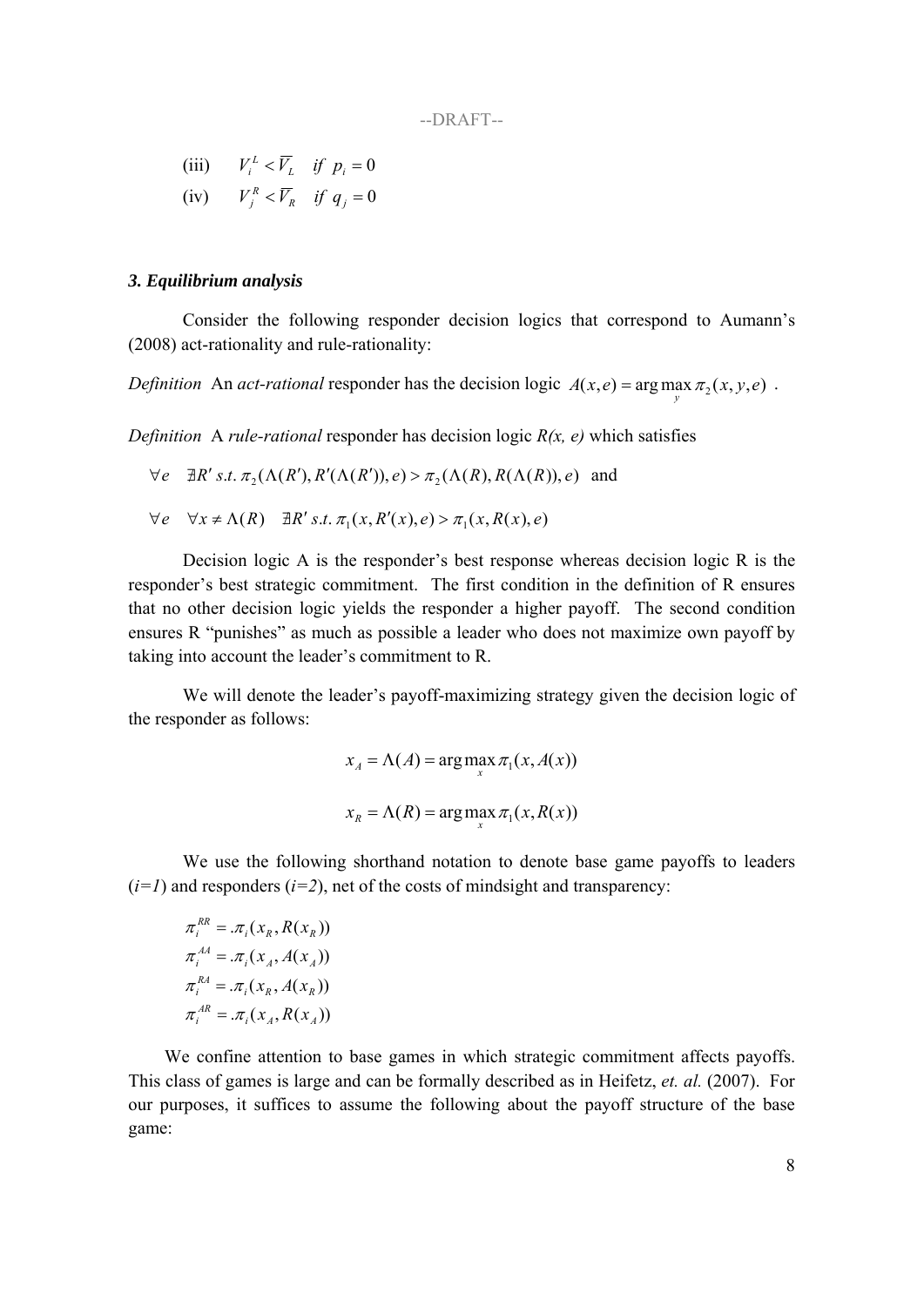(iii) $\quad V_i^L < \overline{V}_L \quad if \;\; p_i = 0$

(iv) $\quad V_j^R < \overline{V}_R \quad if \;\; q_j = 0$

### *3. Equilibrium analysis*

Consider the following responder decision logics that correspond to Aumann's (2008) act-rationality and rule-rationality:

*Definition* An *act-rational* responder has the decision logic $A(x,e) = \arg\max_y \pi_2(x, y, e)$ .

*Definition* A *rule-rational* responder has decision logic *R(x, e)* which satisfies

$$\forall e \quad \nexists R' \; s.t. \; \pi_2(\Lambda(R'), R'(\Lambda(R')), e) > \pi_2(\Lambda(R), R(\Lambda(R)), e) \quad \text{and}$$

$$\forall e \quad \forall x \neq \Lambda(R) \quad \nexists R' \; s.t. \; \pi_1(x, R'(x), e) > \pi_1(x, R(x), e)$$

Decision logic A is the responder's best response whereas decision logic R is the responder's best strategic commitment. The first condition in the definition of R ensures that no other decision logic yields the responder a higher payoff. The second condition ensures R "punishes" as much as possible a leader who does not maximize own payoff by taking into account the leader's commitment to R.

We will denote the leader's payoff-maximizing strategy given the decision logic of the responder as follows:

$$x_A = \Lambda(A) = \arg\max_x \pi_1(x, A(x))$$

$$x_R = \Lambda(R) = \arg\max_x \pi_1(x, R(x))$$

We use the following shorthand notation to denote base game payoffs to leaders (*i=1*) and responders (*i=2*), net of the costs of mindsight and transparency:

$$\pi_i^{RR} = .\pi_i(x_R, R(x_R))$$
$$\pi_i^{AA} = .\pi_i(x_A, A(x_A))$$
$$\pi_i^{RA} = .\pi_i(x_R, A(x_R))$$
$$\pi_i^{AR} = .\pi_i(x_A, R(x_A))$$

We confine attention to base games in which strategic commitment affects payoffs. This class of games is large and can be formally described as in Heifetz, *et. al.* (2007). For our purposes, it suffices to assume the following about the payoff structure of the base game: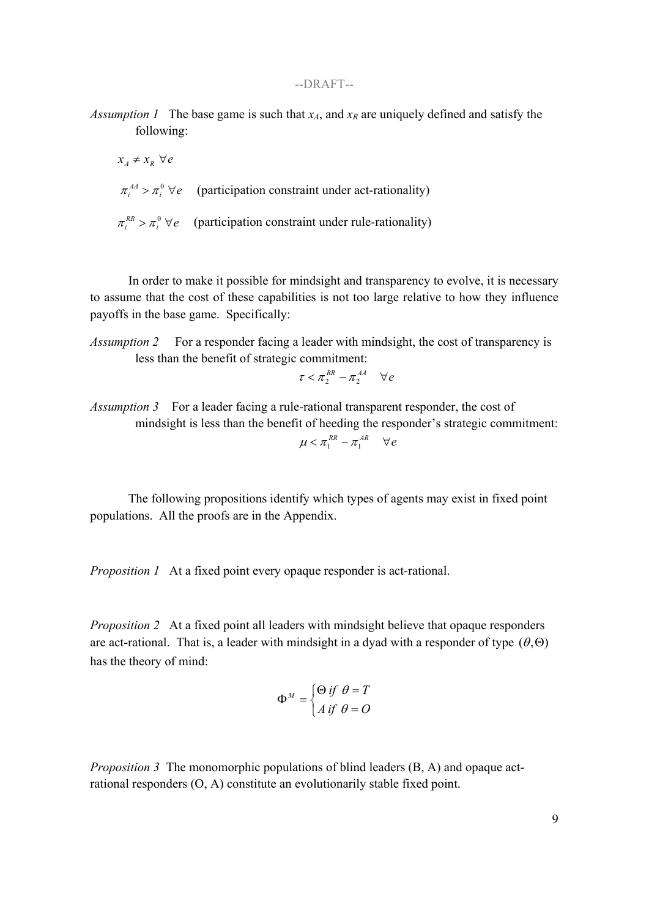--DRAFT--

*Assumption 1* The base game is such that $x_A$, and $x_R$ are uniquely defined and satisfy the following:

$x_A \neq x_R \ \forall e$

$\pi_i^{AA} > \pi_i^0 \ \forall e$ (participation constraint under act-rationality)

$\pi_i^{RR} > \pi_i^0 \ \forall e$ (participation constraint under rule-rationality)

In order to make it possible for mindsight and transparency to evolve, it is necessary to assume that the cost of these capabilities is not too large relative to how they influence payoffs in the base game. Specifically:

*Assumption 2* For a responder facing a leader with mindsight, the cost of transparency is less than the benefit of strategic commitment:

$$\tau < \pi_2^{RR} - \pi_2^{AA} \quad \forall e$$

*Assumption 3* For a leader facing a rule-rational transparent responder, the cost of mindsight is less than the benefit of heeding the responder's strategic commitment:

$$\mu < \pi_1^{RR} - \pi_1^{AR} \quad \forall e$$

The following propositions identify which types of agents may exist in fixed point populations. All the proofs are in the Appendix.

*Proposition 1* At a fixed point every opaque responder is act-rational.

*Proposition 2* At a fixed point all leaders with mindsight believe that opaque responders are act-rational. That is, a leader with mindsight in a dyad with a responder of type $(\theta, \Theta)$ has the theory of mind:

$$\Phi^M = \begin{cases} \Theta \ if \ \theta = T \\ A \ if \ \theta = O \end{cases}$$

*Proposition 3* The monomorphic populations of blind leaders (B, A) and opaque act-rational responders (O, A) constitute an evolutionarily stable fixed point.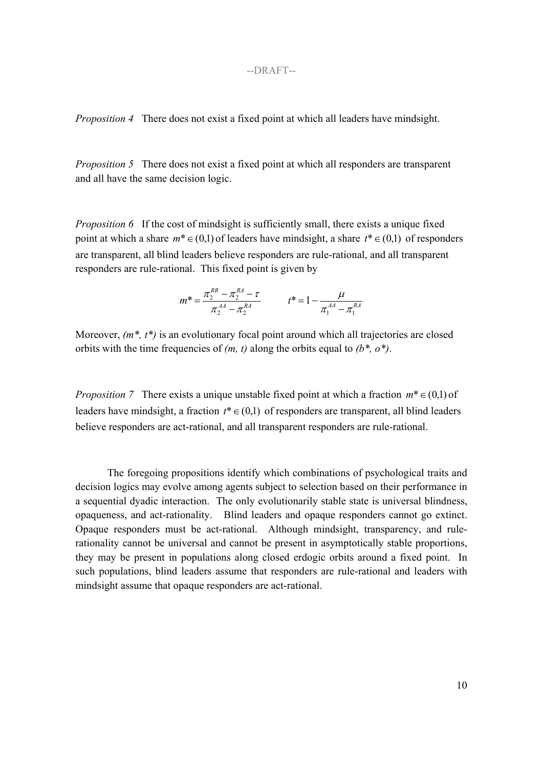*Proposition 4* There does not exist a fixed point at which all leaders have mindsight.

*Proposition 5* There does not exist a fixed point at which all responders are transparent and all have the same decision logic.

*Proposition 6* If the cost of mindsight is sufficiently small, there exists a unique fixed point at which a share $m^* \in (0,1)$ of leaders have mindsight, a share $t^* \in (0,1)$ of responders are transparent, all blind leaders believe responders are rule-rational, and all transparent responders are rule-rational. This fixed point is given by

$$m^* = \frac{\pi_2^{RR} - \pi_2^{RA} - \tau}{\pi_2^{AA} - \pi_2^{RA}} \qquad t^* = 1 - \frac{\mu}{\pi_1^{AA} - \pi_1^{RA}}$$

Moreover, *(m\*, t\*)* is an evolutionary focal point around which all trajectories are closed orbits with the time frequencies of *(m, t)* along the orbits equal to *(b\*, o\*)*.

*Proposition 7* There exists a unique unstable fixed point at which a fraction $m^* \in (0,1)$ of leaders have mindsight, a fraction $t^* \in (0,1)$ of responders are transparent, all blind leaders believe responders are act-rational, and all transparent responders are rule-rational.

The foregoing propositions identify which combinations of psychological traits and decision logics may evolve among agents subject to selection based on their performance in a sequential dyadic interaction. The only evolutionarily stable state is universal blindness, opaqueness, and act-rationality. Blind leaders and opaque responders cannot go extinct. Opaque responders must be act-rational. Although mindsight, transparency, and rule-rationality cannot be universal and cannot be present in asymptotically stable proportions, they may be present in populations along closed erdogic orbits around a fixed point. In such populations, blind leaders assume that responders are rule-rational and leaders with mindsight assume that opaque responders are act-rational.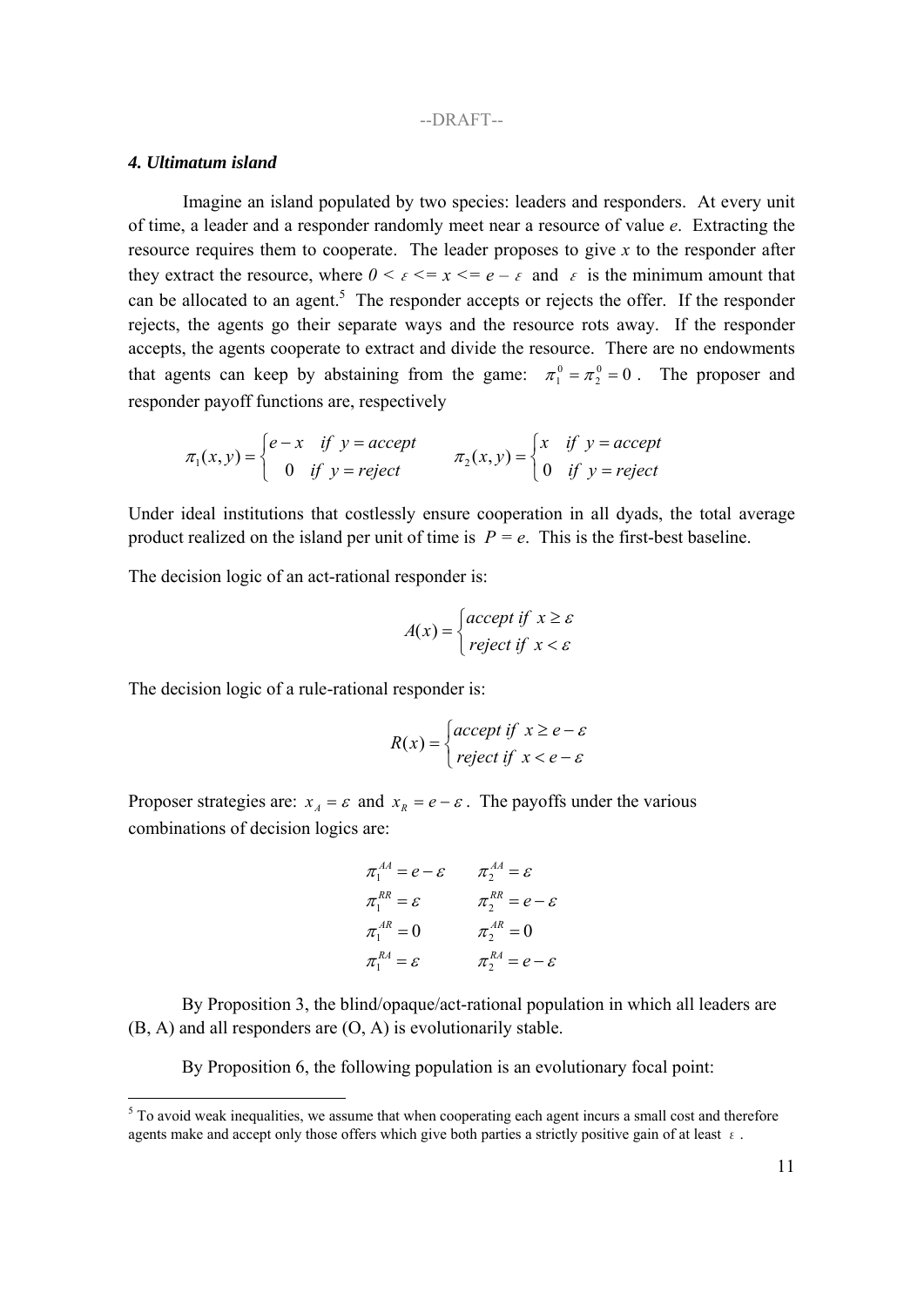### *4. Ultimatum island*

Imagine an island populated by two species: leaders and responders. At every unit of time, a leader and a responder randomly meet near a resource of value *e*. Extracting the resource requires them to cooperate. The leader proposes to give *x* to the responder after they extract the resource, where $0 < \varepsilon <= x <= e - \varepsilon$ and $\varepsilon$ is the minimum amount that can be allocated to an agent.[5] The responder accepts or rejects the offer. If the responder rejects, the agents go their separate ways and the resource rots away. If the responder accepts, the agents cooperate to extract and divide the resource. There are no endowments that agents can keep by abstaining from the game: $\pi_1^0 = \pi_2^0 = 0$. The proposer and responder payoff functions are, respectively

$$\pi_1(x,y) = \begin{cases} e - x & if \;\; y = accept \\ 0 & if \;\; y = reject \end{cases} \qquad \pi_2(x,y) = \begin{cases} x & if \;\; y = accept \\ 0 & if \;\; y = reject \end{cases}$$

Under ideal institutions that costlessly ensure cooperation in all dyads, the total average product realized on the island per unit of time is $P = e$. This is the first-best baseline.

The decision logic of an act-rational responder is:

$$A(x) = \begin{cases} accept \; if \;\; x \geq \varepsilon \\ reject \; if \;\; x < \varepsilon \end{cases}$$

The decision logic of a rule-rational responder is:

$$R(x) = \begin{cases} accept \; if \;\; x \geq e - \varepsilon \\ reject \; if \;\; x < e - \varepsilon \end{cases}$$

Proposer strategies are: $x_A = \varepsilon$ and $x_R = e - \varepsilon$. The payoffs under the various combinations of decision logics are:

$$\begin{array}{ll} \pi_1^{AA} = e - \varepsilon & \pi_2^{AA} = \varepsilon \\ \pi_1^{RR} = \varepsilon & \pi_2^{RR} = e - \varepsilon \\ \pi_1^{AR} = 0 & \pi_2^{AR} = 0 \\ \pi_1^{RA} = \varepsilon & \pi_2^{RA} = e - \varepsilon \end{array}$$

By Proposition 3, the blind/opaque/act-rational population in which all leaders are (B, A) and all responders are (O, A) is evolutionarily stable.

By Proposition 6, the following population is an evolutionary focal point:

[5] To avoid weak inequalities, we assume that when cooperating each agent incurs a small cost and therefore agents make and accept only those offers which give both parties a strictly positive gain of at least $\varepsilon$.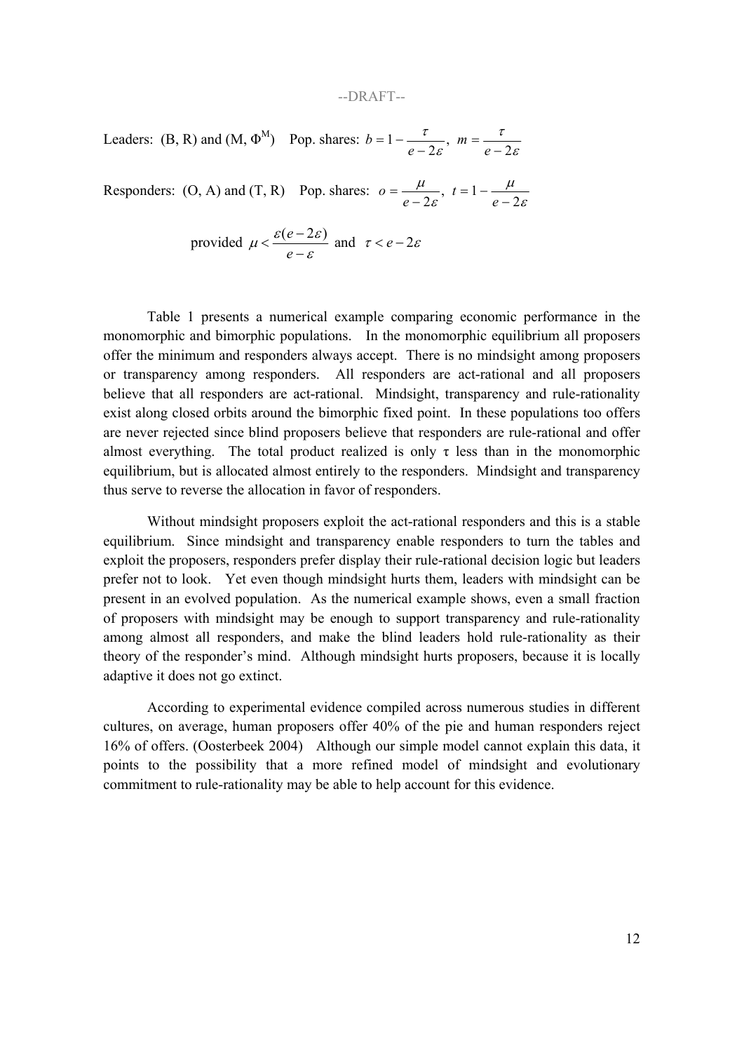Leaders: (B, R) and (M, $\Phi^M$) Pop. shares: $b = 1 - \frac{\tau}{e - 2\varepsilon}$, $m = \frac{\tau}{e - 2\varepsilon}$

Responders: (O, A) and (T, R) Pop. shares: $o = \frac{\mu}{e - 2\varepsilon}$, $t = 1 - \frac{\mu}{e - 2\varepsilon}$

$$\text{provided } \mu < \frac{\varepsilon(e - 2\varepsilon)}{e - \varepsilon} \text{ and } \tau < e - 2\varepsilon$$

Table 1 presents a numerical example comparing economic performance in the monomorphic and bimorphic populations. In the monomorphic equilibrium all proposers offer the minimum and responders always accept. There is no mindsight among proposers or transparency among responders. All responders are act-rational and all proposers believe that all responders are act-rational. Mindsight, transparency and rule-rationality exist along closed orbits around the bimorphic fixed point. In these populations too offers are never rejected since blind proposers believe that responders are rule-rational and offer almost everything. The total product realized is only τ less than in the monomorphic equilibrium, but is allocated almost entirely to the responders. Mindsight and transparency thus serve to reverse the allocation in favor of responders.

Without mindsight proposers exploit the act-rational responders and this is a stable equilibrium. Since mindsight and transparency enable responders to turn the tables and exploit the proposers, responders prefer display their rule-rational decision logic but leaders prefer not to look. Yet even though mindsight hurts them, leaders with mindsight can be present in an evolved population. As the numerical example shows, even a small fraction of proposers with mindsight may be enough to support transparency and rule-rationality among almost all responders, and make the blind leaders hold rule-rationality as their theory of the responder's mind. Although mindsight hurts proposers, because it is locally adaptive it does not go extinct.

According to experimental evidence compiled across numerous studies in different cultures, on average, human proposers offer 40% of the pie and human responders reject 16% of offers. (Oosterbeek 2004) Although our simple model cannot explain this data, it points to the possibility that a more refined model of mindsight and evolutionary commitment to rule-rationality may be able to help account for this evidence.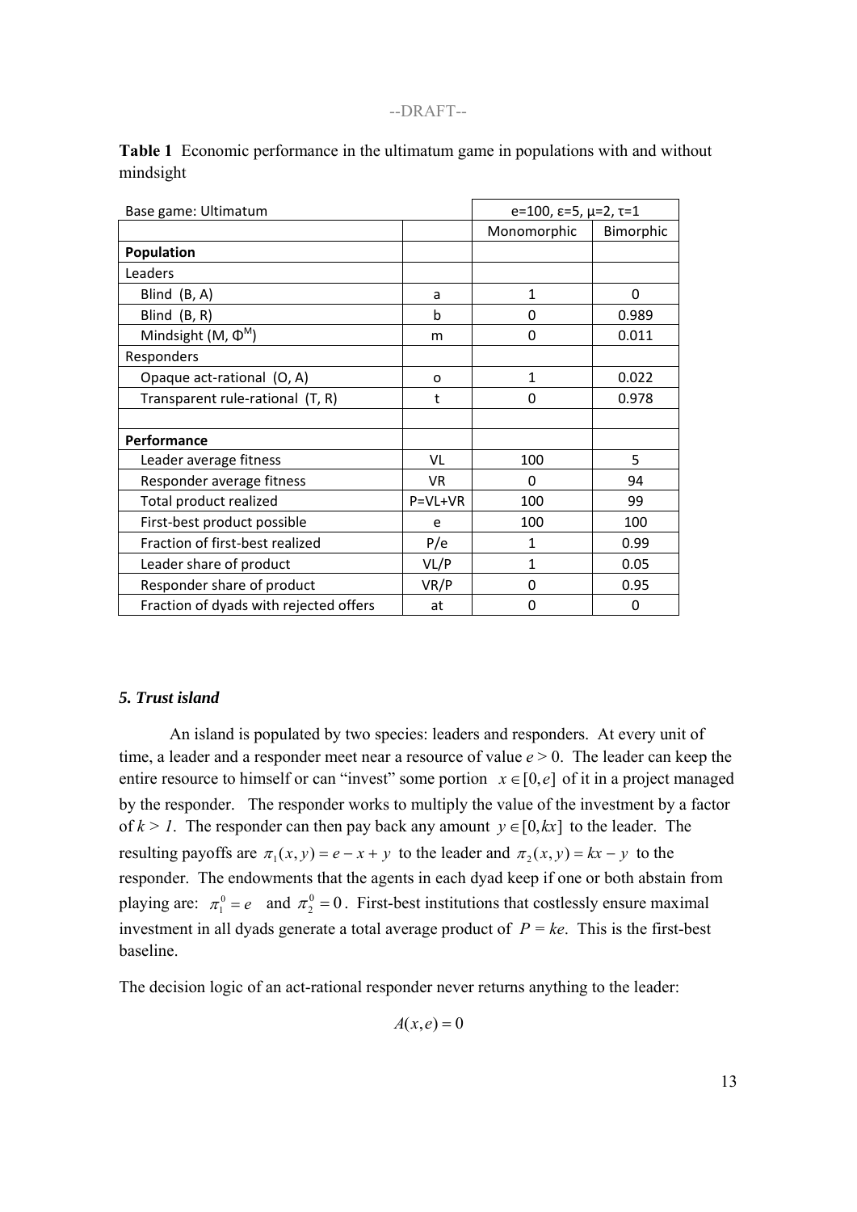**Table 1** Economic performance in the ultimatum game in populations with and without mindsight

| Base game: Ultimatum | | e=100, ε=5, μ=2, τ=1 | |
|---|---|---|---|
| | | Monomorphic | Bimorphic |
| **Population** | | | |
| Leaders | | | |
| Blind (B, A) | a | 1 | 0 |
| Blind (B, R) | b | 0 | 0.989 |
| Mindsight (M, $\Phi^M$) | m | 0 | 0.011 |
| Responders | | | |
| Opaque act-rational (O, A) | o | 1 | 0.022 |
| Transparent rule-rational (T, R) | t | 0 | 0.978 |
| | | | |
| **Performance** | | | |
| Leader average fitness | VL | 100 | 5 |
| Responder average fitness | VR | 0 | 94 |
| Total product realized | P=VL+VR | 100 | 99 |
| First-best product possible | e | 100 | 100 |
| Fraction of first-best realized | P/e | 1 | 0.99 |
| Leader share of product | VL/P | 1 | 0.05 |
| Responder share of product | VR/P | 0 | 0.95 |
| Fraction of dyads with rejected offers | at | 0 | 0 |

### *5. Trust island*

An island is populated by two species: leaders and responders. At every unit of time, a leader and a responder meet near a resource of value $e > 0$. The leader can keep the entire resource to himself or can "invest" some portion $x \in [0, e]$ of it in a project managed by the responder. The responder works to multiply the value of the investment by a factor of $k > 1$. The responder can then pay back any amount $y \in [0, kx]$ to the leader. The resulting payoffs are $\pi_1(x, y) = e - x + y$ to the leader and $\pi_2(x, y) = kx - y$ to the responder. The endowments that the agents in each dyad keep if one or both abstain from playing are: $\pi_1^0 = e$ and $\pi_2^0 = 0$. First-best institutions that costlessly ensure maximal investment in all dyads generate a total average product of $P = ke$. This is the first-best baseline.

The decision logic of an act-rational responder never returns anything to the leader:

$$A(x, e) = 0$$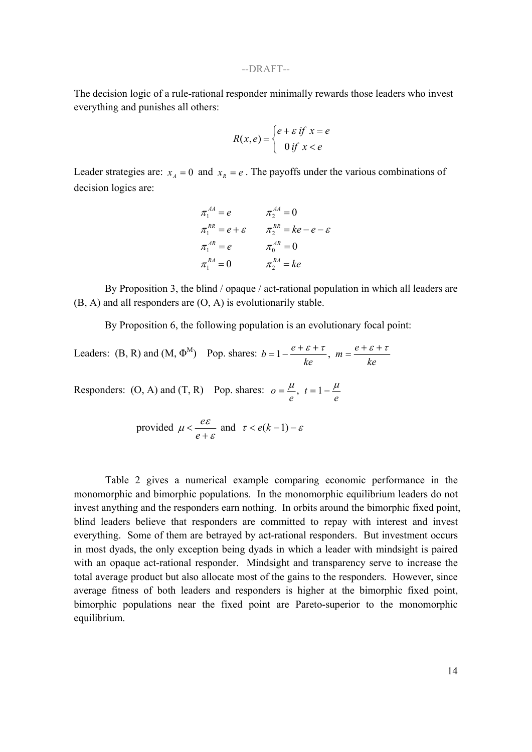The decision logic of a rule-rational responder minimally rewards those leaders who invest everything and punishes all others:

$$R(x,e) = \begin{cases} e+\varepsilon \; if \;\; x = e \\ 0 \; if \;\; x < e \end{cases}$$

Leader strategies are: $x_A = 0$ and $x_R = e$. The payoffs under the various combinations of decision logics are:

$$\begin{aligned}
&\pi_1^{AA} = e && \pi_2^{AA} = 0 \\
&\pi_1^{RR} = e + \varepsilon && \pi_2^{RR} = ke - e - \varepsilon \\
&\pi_1^{AR} = e && \pi_0^{AR} = 0 \\
&\pi_1^{RA} = 0 && \pi_2^{RA} = ke
\end{aligned}$$

By Proposition 3, the blind / opaque / act-rational population in which all leaders are (B, A) and all responders are (O, A) is evolutionarily stable.

By Proposition 6, the following population is an evolutionary focal point:

Leaders: (B, R) and (M, $\Phi^M$) Pop. shares: $b = 1 - \dfrac{e+\varepsilon+\tau}{ke}$, $m = \dfrac{e+\varepsilon+\tau}{ke}$

Responders: (O, A) and (T, R) Pop. shares: $o = \dfrac{\mu}{e}$, $t = 1 - \dfrac{\mu}{e}$

provided $\mu < \dfrac{e\varepsilon}{e+\varepsilon}$ and $\tau < e(k-1) - \varepsilon$

Table 2 gives a numerical example comparing economic performance in the monomorphic and bimorphic populations. In the monomorphic equilibrium leaders do not invest anything and the responders earn nothing. In orbits around the bimorphic fixed point, blind leaders believe that responders are committed to repay with interest and invest everything. Some of them are betrayed by act-rational responders. But investment occurs in most dyads, the only exception being dyads in which a leader with mindsight is paired with an opaque act-rational responder. Mindsight and transparency serve to increase the total average product but also allocate most of the gains to the responders. However, since average fitness of both leaders and responders is higher at the bimorphic fixed point, bimorphic populations near the fixed point are Pareto-superior to the monomorphic equilibrium.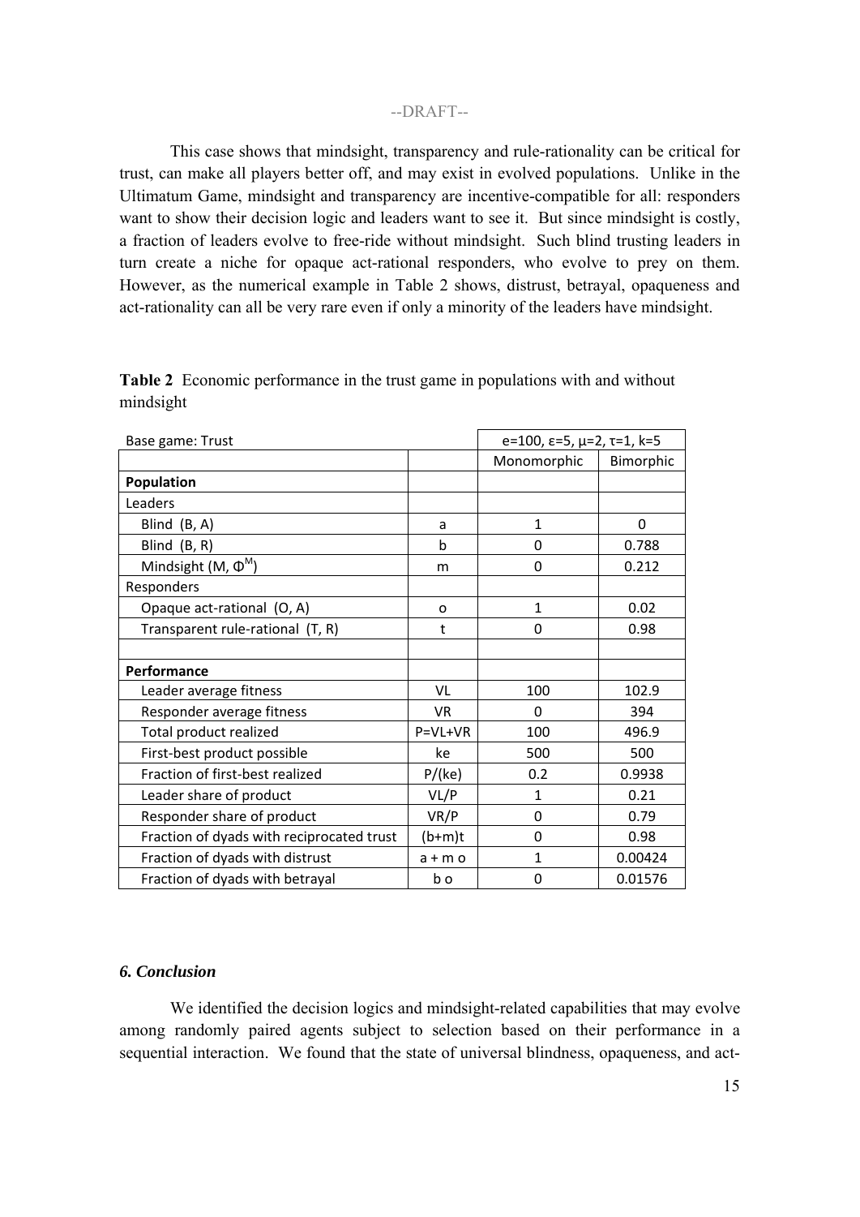This case shows that mindsight, transparency and rule-rationality can be critical for trust, can make all players better off, and may exist in evolved populations. Unlike in the Ultimatum Game, mindsight and transparency are incentive-compatible for all: responders want to show their decision logic and leaders want to see it. But since mindsight is costly, a fraction of leaders evolve to free-ride without mindsight. Such blind trusting leaders in turn create a niche for opaque act-rational responders, who evolve to prey on them. However, as the numerical example in Table 2 shows, distrust, betrayal, opaqueness and act-rationality can all be very rare even if only a minority of the leaders have mindsight.

**Table 2** Economic performance in the trust game in populations with and without mindsight

| Base game: Trust | | e=100, ε=5, μ=2, τ=1, k=5 | |
|---|---|---|---|
| | | Monomorphic | Bimorphic |
| **Population** | | | |
| Leaders | | | |
| Blind (B, A) | a | 1 | 0 |
| Blind (B, R) | b | 0 | 0.788 |
| Mindsight (M, $\Phi^M$) | m | 0 | 0.212 |
| Responders | | | |
| Opaque act-rational (O, A) | o | 1 | 0.02 |
| Transparent rule-rational (T, R) | t | 0 | 0.98 |
| | | | |
| **Performance** | | | |
| Leader average fitness | VL | 100 | 102.9 |
| Responder average fitness | VR | 0 | 394 |
| Total product realized | P=VL+VR | 100 | 496.9 |
| First-best product possible | ke | 500 | 500 |
| Fraction of first-best realized | P/(ke) | 0.2 | 0.9938 |
| Leader share of product | VL/P | 1 | 0.21 |
| Responder share of product | VR/P | 0 | 0.79 |
| Fraction of dyads with reciprocated trust | (b+m)t | 0 | 0.98 |
| Fraction of dyads with distrust | a + m o | 1 | 0.00424 |
| Fraction of dyads with betrayal | b o | 0 | 0.01576 |

### *6. Conclusion*

We identified the decision logics and mindsight-related capabilities that may evolve among randomly paired agents subject to selection based on their performance in a sequential interaction. We found that the state of universal blindness, opaqueness, and act-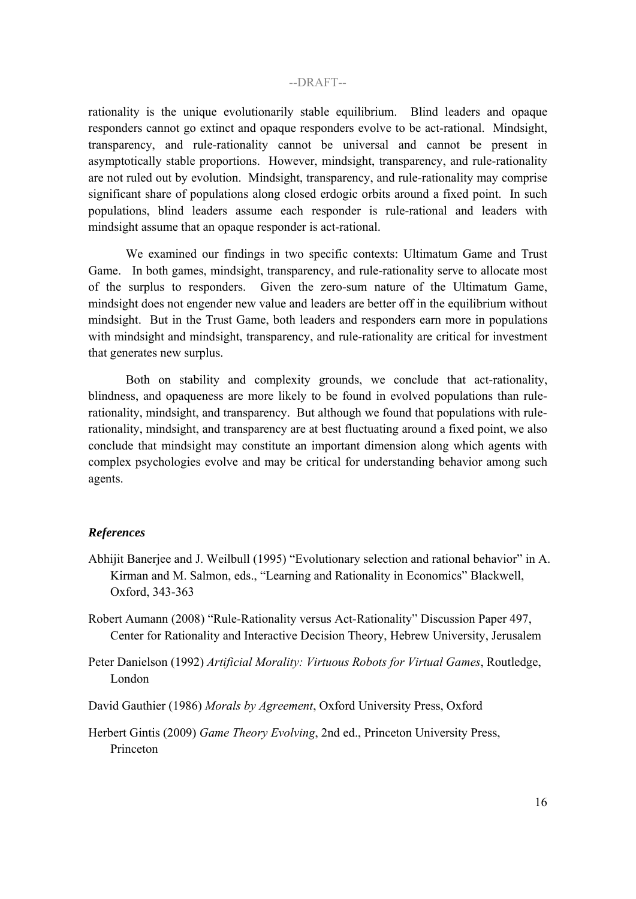rationality is the unique evolutionarily stable equilibrium. Blind leaders and opaque responders cannot go extinct and opaque responders evolve to be act-rational. Mindsight, transparency, and rule-rationality cannot be universal and cannot be present in asymptotically stable proportions. However, mindsight, transparency, and rule-rationality are not ruled out by evolution. Mindsight, transparency, and rule-rationality may comprise significant share of populations along closed erdogic orbits around a fixed point. In such populations, blind leaders assume each responder is rule-rational and leaders with mindsight assume that an opaque responder is act-rational.

We examined our findings in two specific contexts: Ultimatum Game and Trust Game. In both games, mindsight, transparency, and rule-rationality serve to allocate most of the surplus to responders. Given the zero-sum nature of the Ultimatum Game, mindsight does not engender new value and leaders are better off in the equilibrium without mindsight. But in the Trust Game, both leaders and responders earn more in populations with mindsight and mindsight, transparency, and rule-rationality are critical for investment that generates new surplus.

Both on stability and complexity grounds, we conclude that act-rationality, blindness, and opaqueness are more likely to be found in evolved populations than rule-rationality, mindsight, and transparency. But although we found that populations with rule-rationality, mindsight, and transparency are at best fluctuating around a fixed point, we also conclude that mindsight may constitute an important dimension along which agents with complex psychologies evolve and may be critical for understanding behavior among such agents.

### *References*

Abhijit Banerjee and J. Weilbull (1995) "Evolutionary selection and rational behavior" in A. Kirman and M. Salmon, eds., "Learning and Rationality in Economics" Blackwell, Oxford, 343-363

Robert Aumann (2008) "Rule-Rationality versus Act-Rationality" Discussion Paper 497, Center for Rationality and Interactive Decision Theory, Hebrew University, Jerusalem

Peter Danielson (1992) *Artificial Morality: Virtuous Robots for Virtual Games*, Routledge, London

David Gauthier (1986) *Morals by Agreement*, Oxford University Press, Oxford

Herbert Gintis (2009) *Game Theory Evolving*, 2nd ed., Princeton University Press, Princeton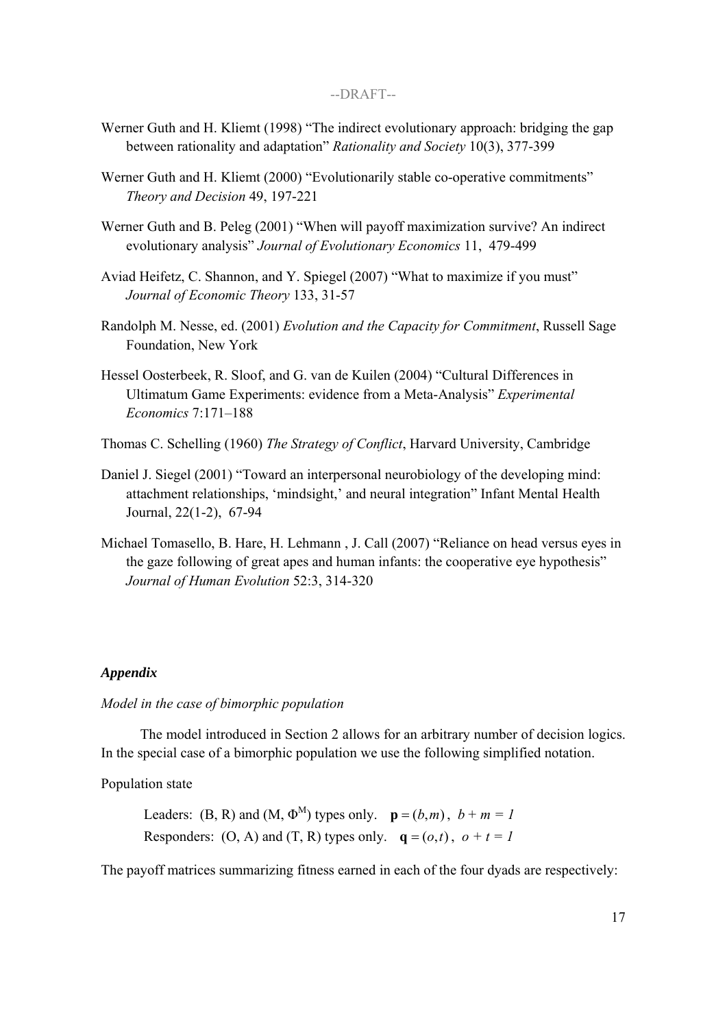Werner Guth and H. Kliemt (1998) "The indirect evolutionary approach: bridging the gap between rationality and adaptation" *Rationality and Society* 10(3), 377-399

Werner Guth and H. Kliemt (2000) "Evolutionarily stable co-operative commitments" *Theory and Decision* 49, 197-221

Werner Guth and B. Peleg (2001) "When will payoff maximization survive? An indirect evolutionary analysis" *Journal of Evolutionary Economics* 11, 479-499

Aviad Heifetz, C. Shannon, and Y. Spiegel (2007) "What to maximize if you must" *Journal of Economic Theory* 133, 31-57

Randolph M. Nesse, ed. (2001) *Evolution and the Capacity for Commitment*, Russell Sage Foundation, New York

Hessel Oosterbeek, R. Sloof, and G. van de Kuilen (2004) "Cultural Differences in Ultimatum Game Experiments: evidence from a Meta-Analysis" *Experimental Economics* 7:171–188

Thomas C. Schelling (1960) *The Strategy of Conflict*, Harvard University, Cambridge

Daniel J. Siegel (2001) "Toward an interpersonal neurobiology of the developing mind: attachment relationships, 'mindsight,' and neural integration" Infant Mental Health Journal, 22(1-2), 67-94

Michael Tomasello, B. Hare, H. Lehmann , J. Call (2007) "Reliance on head versus eyes in the gaze following of great apes and human infants: the cooperative eye hypothesis" *Journal of Human Evolution* 52:3, 314-320

## *Appendix*

*Model in the case of bimorphic population*

The model introduced in Section 2 allows for an arbitrary number of decision logics. In the special case of a bimorphic population we use the following simplified notation.

Population state

Leaders: (B, R) and (M, $\Phi^M$) types only. $\mathbf{p} = (b, m)$, $b + m = 1$

Responders: (O, A) and (T, R) types only. $\mathbf{q} = (o, t)$, $o + t = 1$

The payoff matrices summarizing fitness earned in each of the four dyads are respectively: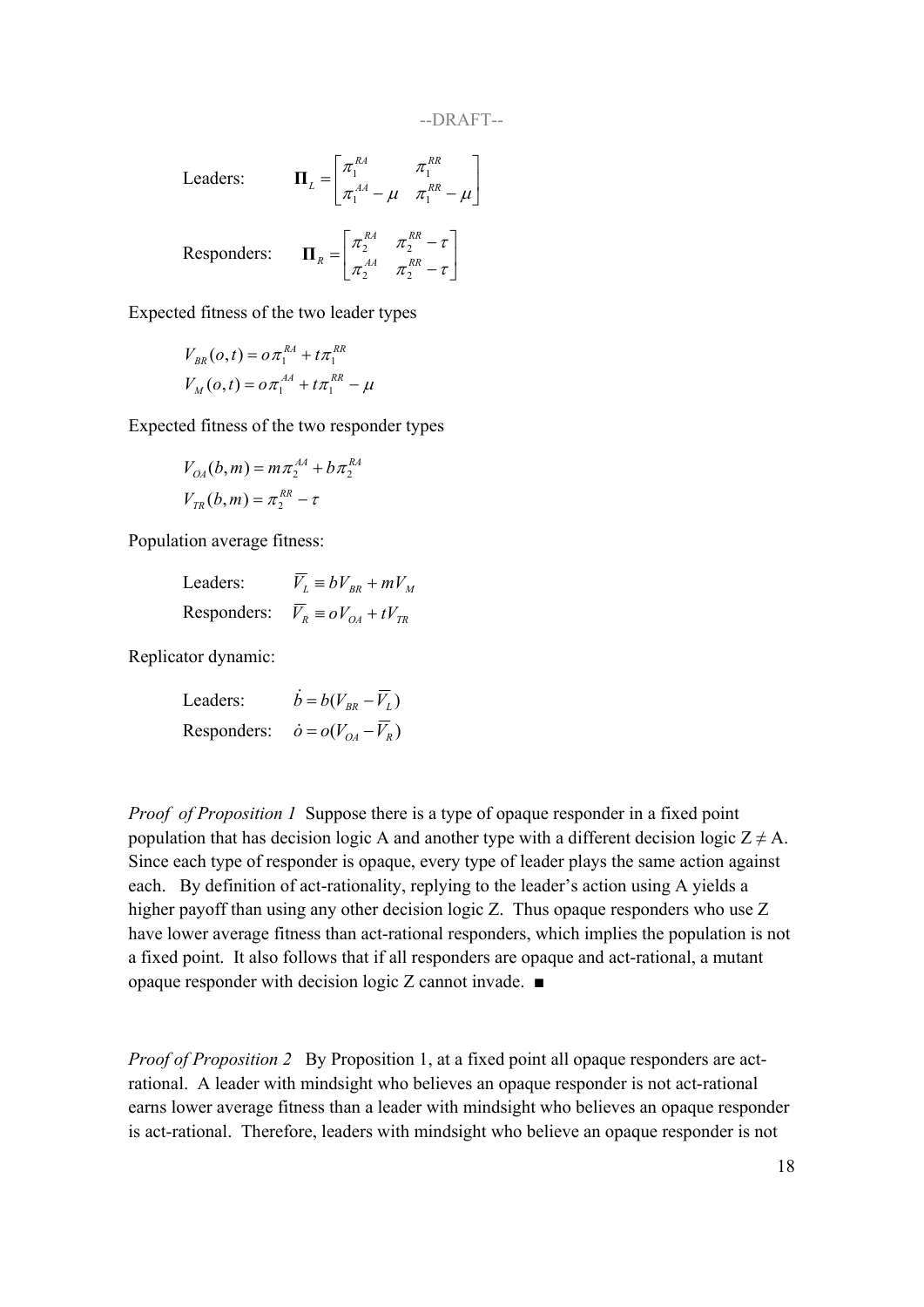Leaders: $$\mathbf{\Pi}_L = \begin{bmatrix} \pi_1^{RA} & \pi_1^{RR} \\ \pi_1^{AA} - \mu & \pi_1^{RR} - \mu \end{bmatrix}$$

Responders: $$\mathbf{\Pi}_R = \begin{bmatrix} \pi_2^{RA} & \pi_2^{RR} - \tau \\ \pi_2^{AA} & \pi_2^{RR} - \tau \end{bmatrix}$$

Expected fitness of the two leader types

$$V_{BR}(o,t) = o\pi_1^{RA} + t\pi_1^{RR}$$
$$V_M(o,t) = o\pi_1^{AA} + t\pi_1^{RR} - \mu$$

Expected fitness of the two responder types

$$V_{OA}(b,m) = m\pi_2^{AA} + b\pi_2^{RA}$$
$$V_{TR}(b,m) = \pi_2^{RR} - \tau$$

Population average fitness:

Leaders: $\overline{V}_L \equiv bV_{BR} + mV_M$

Responders: $\overline{V}_R \equiv oV_{OA} + tV_{TR}$

Replicator dynamic:

Leaders: $\dot{b} = b(V_{BR} - \overline{V}_L)$

Responders: $\dot{o} = o(V_{OA} - \overline{V}_R)$

*Proof of Proposition 1* Suppose there is a type of opaque responder in a fixed point population that has decision logic A and another type with a different decision logic Z ≠ A. Since each type of responder is opaque, every type of leader plays the same action against each. By definition of act-rationality, replying to the leader's action using A yields a higher payoff than using any other decision logic Z. Thus opaque responders who use Z have lower average fitness than act-rational responders, which implies the population is not a fixed point. It also follows that if all responders are opaque and act-rational, a mutant opaque responder with decision logic Z cannot invade. ■

*Proof of Proposition 2* By Proposition 1, at a fixed point all opaque responders are act-rational. A leader with mindsight who believes an opaque responder is not act-rational earns lower average fitness than a leader with mindsight who believes an opaque responder is act-rational. Therefore, leaders with mindsight who believe an opaque responder is not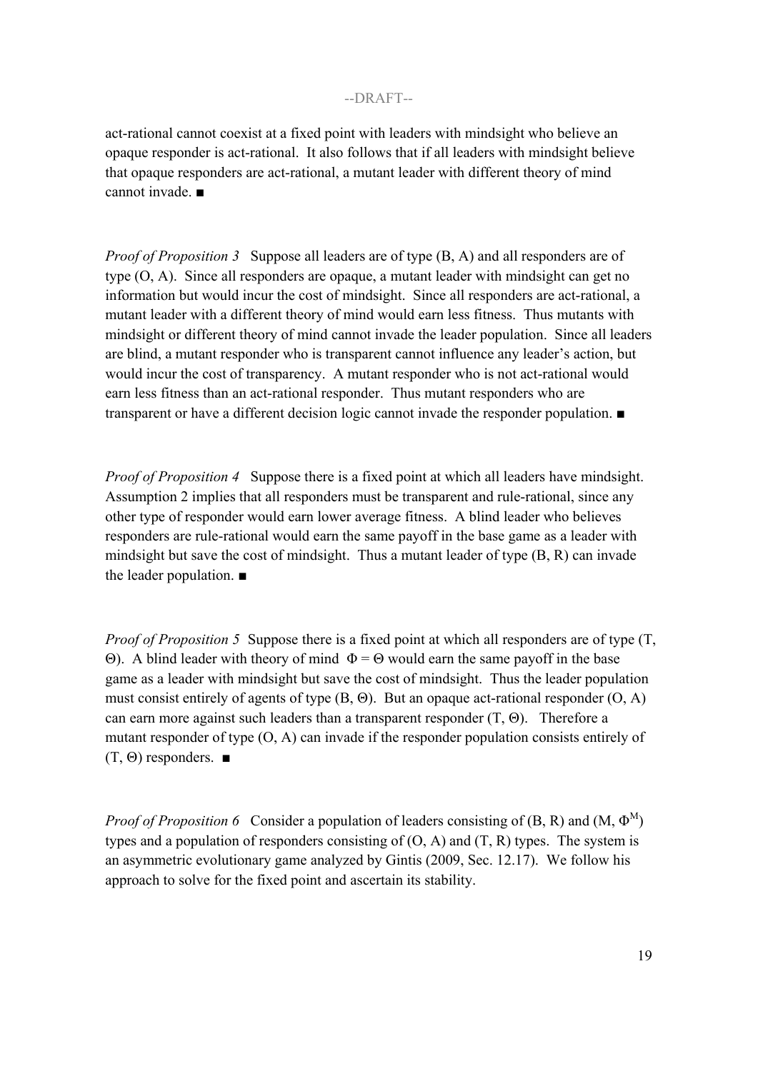act-rational cannot coexist at a fixed point with leaders with mindsight who believe an opaque responder is act-rational. It also follows that if all leaders with mindsight believe that opaque responders are act-rational, a mutant leader with different theory of mind cannot invade. ■

*Proof of Proposition 3* Suppose all leaders are of type (B, A) and all responders are of type (O, A). Since all responders are opaque, a mutant leader with mindsight can get no information but would incur the cost of mindsight. Since all responders are act-rational, a mutant leader with a different theory of mind would earn less fitness. Thus mutants with mindsight or different theory of mind cannot invade the leader population. Since all leaders are blind, a mutant responder who is transparent cannot influence any leader's action, but would incur the cost of transparency. A mutant responder who is not act-rational would earn less fitness than an act-rational responder. Thus mutant responders who are transparent or have a different decision logic cannot invade the responder population. ■

*Proof of Proposition 4* Suppose there is a fixed point at which all leaders have mindsight. Assumption 2 implies that all responders must be transparent and rule-rational, since any other type of responder would earn lower average fitness. A blind leader who believes responders are rule-rational would earn the same payoff in the base game as a leader with mindsight but save the cost of mindsight. Thus a mutant leader of type (B, R) can invade the leader population. ■

*Proof of Proposition 5* Suppose there is a fixed point at which all responders are of type (T, $\Theta$). A blind leader with theory of mind $\Phi = \Theta$ would earn the same payoff in the base game as a leader with mindsight but save the cost of mindsight. Thus the leader population must consist entirely of agents of type (B, $\Theta$). But an opaque act-rational responder (O, A) can earn more against such leaders than a transparent responder (T, $\Theta$). Therefore a mutant responder of type (O, A) can invade if the responder population consists entirely of (T, $\Theta$) responders. ■

*Proof of Proposition 6* Consider a population of leaders consisting of (B, R) and (M, $\Phi^M$) types and a population of responders consisting of (O, A) and (T, R) types. The system is an asymmetric evolutionary game analyzed by Gintis (2009, Sec. 12.17). We follow his approach to solve for the fixed point and ascertain its stability.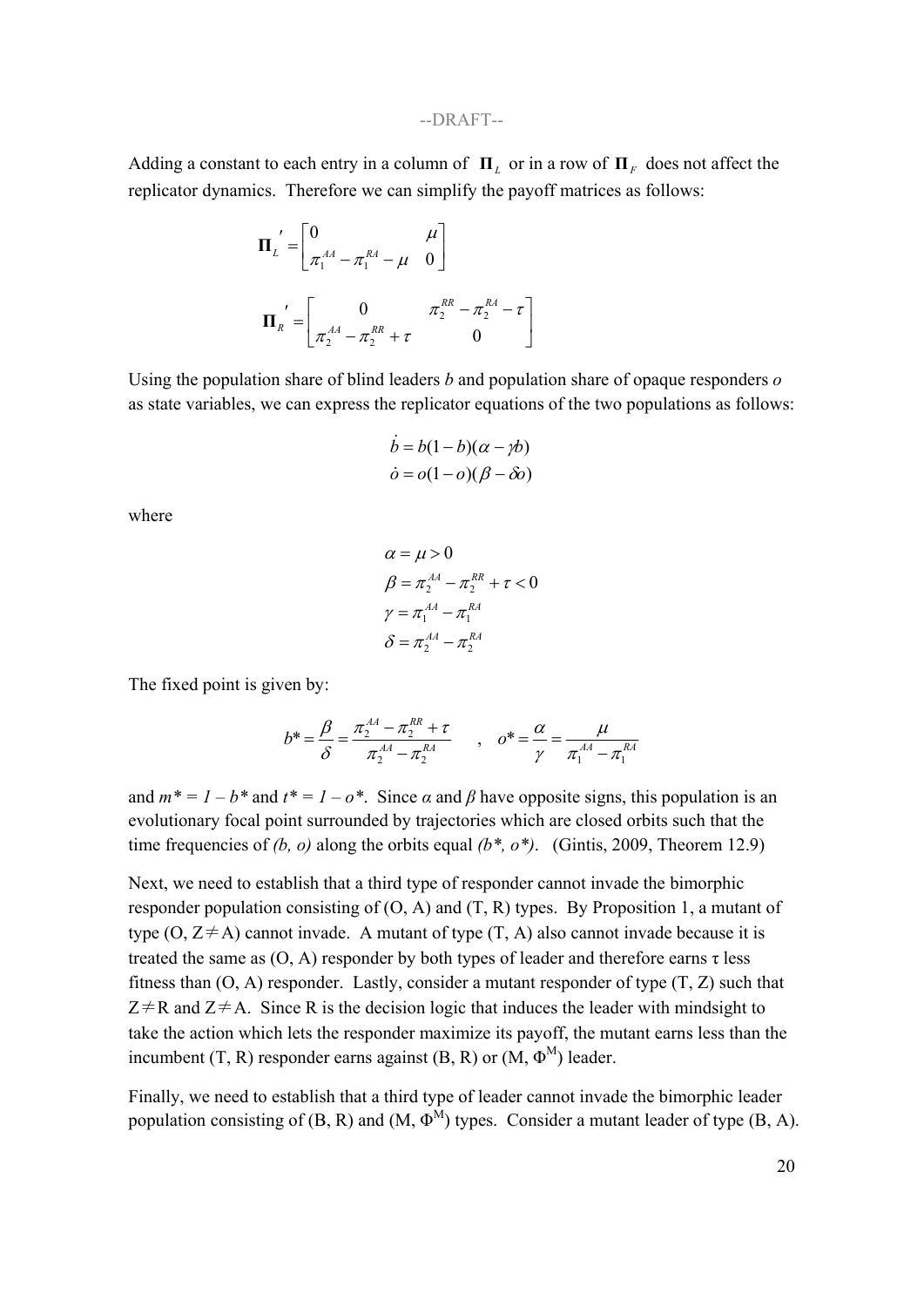--DRAFT--

Adding a constant to each entry in a column of $\mathbf{\Pi}_L$ or in a row of $\mathbf{\Pi}_F$ does not affect the replicator dynamics. Therefore we can simplify the payoff matrices as follows:

$$\mathbf{\Pi}_L{}' = \begin{bmatrix} 0 & \mu \\ \pi_1^{AA} - \pi_1^{RA} - \mu & 0 \end{bmatrix}$$

$$\mathbf{\Pi}_R{}' = \begin{bmatrix} 0 & \pi_2^{RR} - \pi_2^{RA} - \tau \\ \pi_2^{AA} - \pi_2^{RR} + \tau & 0 \end{bmatrix}$$

Using the population share of blind leaders *b* and population share of opaque responders *o* as state variables, we can express the replicator equations of the two populations as follows:

$$\dot{b} = b(1-b)(\alpha - \gamma b)$$
$$\dot{o} = o(1-o)(\beta - \delta o)$$

where

$$\alpha = \mu > 0$$
$$\beta = \pi_2^{AA} - \pi_2^{RR} + \tau < 0$$
$$\gamma = \pi_1^{AA} - \pi_1^{RA}$$
$$\delta = \pi_2^{AA} - \pi_2^{RA}$$

The fixed point is given by:

$$b^* = \frac{\beta}{\delta} = \frac{\pi_2^{AA} - \pi_2^{RR} + \tau}{\pi_2^{AA} - \pi_2^{RA}} \quad , \quad o^* = \frac{\alpha}{\gamma} = \frac{\mu}{\pi_1^{AA} - \pi_1^{RA}}$$

and $m^* = 1 - b^*$ and $t^* = 1 - o^*$. Since $\alpha$ and $\beta$ have opposite signs, this population is an evolutionary focal point surrounded by trajectories which are closed orbits such that the time frequencies of $(b, o)$ along the orbits equal $(b^*, o^*)$. (Gintis, 2009, Theorem 12.9)

Next, we need to establish that a third type of responder cannot invade the bimorphic responder population consisting of (O, A) and (T, R) types. By Proposition 1, a mutant of type (O, Z≠A) cannot invade. A mutant of type (T, A) also cannot invade because it is treated the same as (O, A) responder by both types of leader and therefore earns τ less fitness than (O, A) responder. Lastly, consider a mutant responder of type (T, Z) such that Z≠R and Z≠A. Since R is the decision logic that induces the leader with mindsight to take the action which lets the responder maximize its payoff, the mutant earns less than the incumbent (T, R) responder earns against (B, R) or (M, $\Phi^M$) leader.

Finally, we need to establish that a third type of leader cannot invade the bimorphic leader population consisting of (B, R) and (M, $\Phi^M$) types. Consider a mutant leader of type (B, A).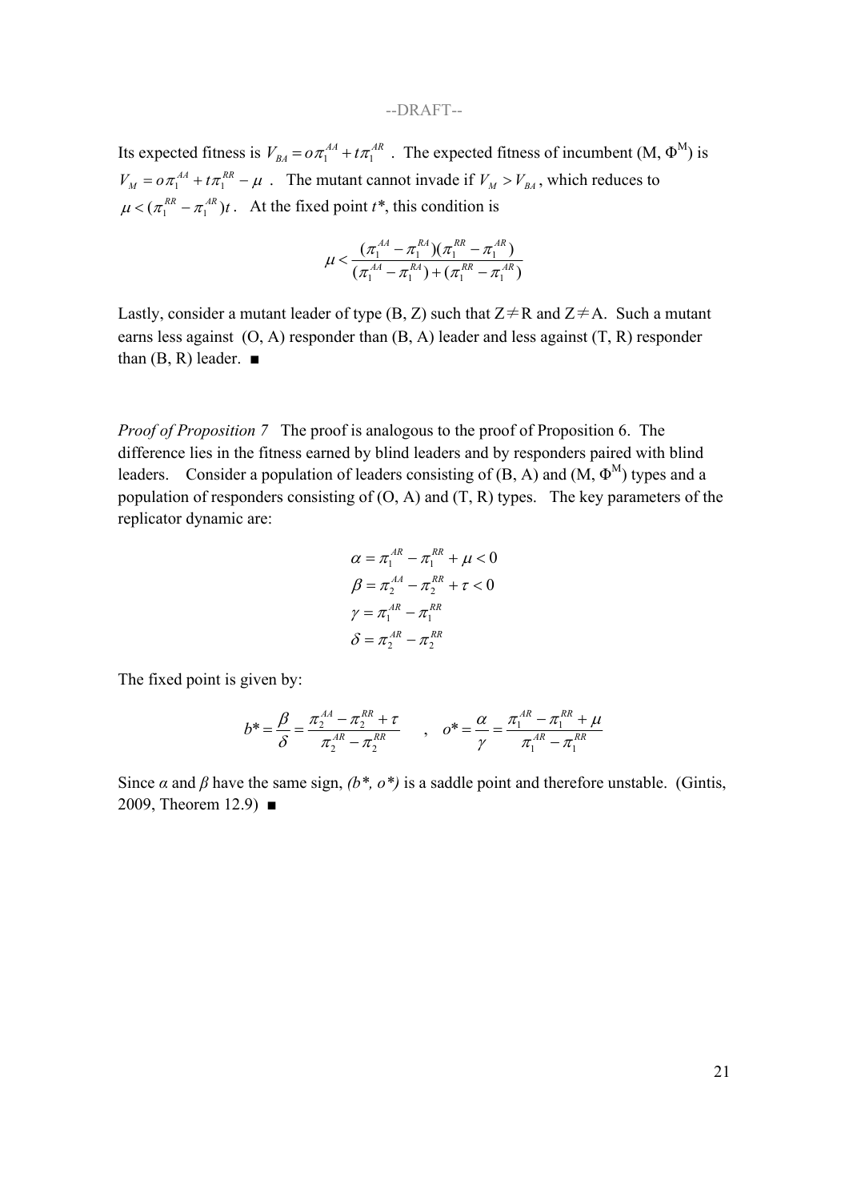Its expected fitness is $V_{BA} = o\pi_1^{AA} + t\pi_1^{AR}$ . The expected fitness of incumbent (M, $\Phi^M$) is $V_M = o\pi_1^{AA} + t\pi_1^{RR} - \mu$ . The mutant cannot invade if $V_M > V_{BA}$, which reduces to $\mu < (\pi_1^{RR} - \pi_1^{AR})t$ . At the fixed point $t^*$, this condition is

$$\mu < \frac{(\pi_1^{AA} - \pi_1^{RA})(\pi_1^{RR} - \pi_1^{AR})}{(\pi_1^{AA} - \pi_1^{RA}) + (\pi_1^{RR} - \pi_1^{AR})}$$

Lastly, consider a mutant leader of type (B, Z) such that Z≠R and Z≠A. Such a mutant earns less against (O, A) responder than (B, A) leader and less against (T, R) responder than (B, R) leader. ■

*Proof of Proposition 7* The proof is analogous to the proof of Proposition 6. The difference lies in the fitness earned by blind leaders and by responders paired with blind leaders. Consider a population of leaders consisting of (B, A) and (M, $\Phi^M$) types and a population of responders consisting of (O, A) and (T, R) types. The key parameters of the replicator dynamic are:

$$\alpha = \pi_1^{AR} - \pi_1^{RR} + \mu < 0$$
$$\beta = \pi_2^{AA} - \pi_2^{RR} + \tau < 0$$
$$\gamma = \pi_1^{AR} - \pi_1^{RR}$$
$$\delta = \pi_2^{AR} - \pi_2^{RR}$$

The fixed point is given by:

$$b^* = \frac{\beta}{\delta} = \frac{\pi_2^{AA} - \pi_2^{RR} + \tau}{\pi_2^{AR} - \pi_2^{RR}} \quad , \quad o^* = \frac{\alpha}{\gamma} = \frac{\pi_1^{AR} - \pi_1^{RR} + \mu}{\pi_1^{AR} - \pi_1^{RR}}$$

Since $\alpha$ and $\beta$ have the same sign, *($b^*$, $o^*$)* is a saddle point and therefore unstable. (Gintis, 2009, Theorem 12.9) ■